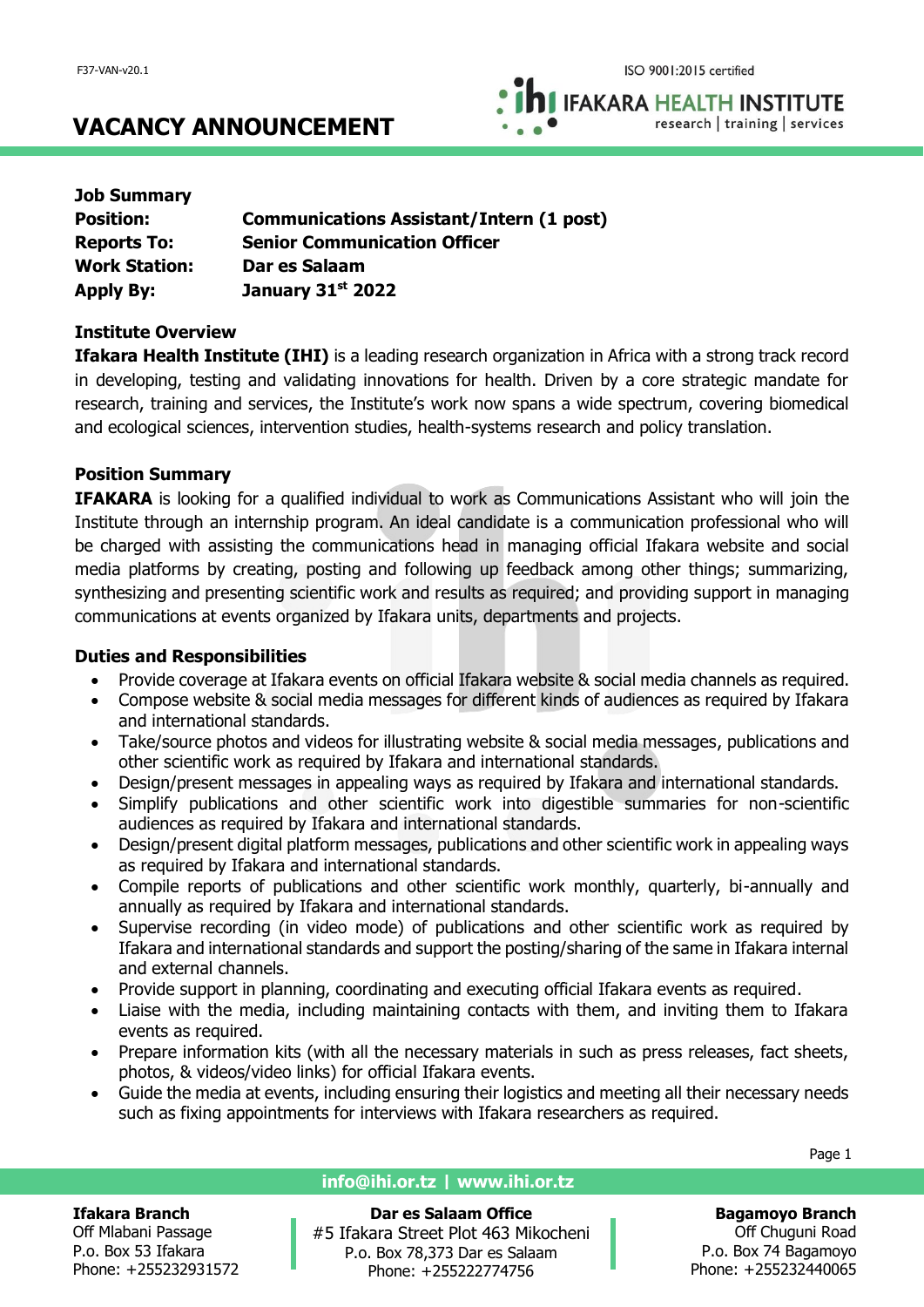# VACANCY ANNOUNCEMENT

**Job Summary**

| | |
|---|---|
| **Position:** | **Communications Assistant/Intern (1 post)** |
| **Reports To:** | **Senior Communication Officer** |
| **Work Station:** | **Dar es Salaam** |
| **Apply By:** | **January 31st 2022** |

**Institute Overview**

**Ifakara Health Institute (IHI)** is a leading research organization in Africa with a strong track record in developing, testing and validating innovations for health. Driven by a core strategic mandate for research, training and services, the Institute's work now spans a wide spectrum, covering biomedical and ecological sciences, intervention studies, health-systems research and policy translation.

**Position Summary**

**IFAKARA** is looking for a qualified individual to work as Communications Assistant who will join the Institute through an internship program. An ideal candidate is a communication professional who will be charged with assisting the communications head in managing official Ifakara website and social media platforms by creating, posting and following up feedback among other things; summarizing, synthesizing and presenting scientific work and results as required; and providing support in managing communications at events organized by Ifakara units, departments and projects.

**Duties and Responsibilities**

- Provide coverage at Ifakara events on official Ifakara website & social media channels as required.
- Compose website & social media messages for different kinds of audiences as required by Ifakara and international standards.
- Take/source photos and videos for illustrating website & social media messages, publications and other scientific work as required by Ifakara and international standards.
- Design/present messages in appealing ways as required by Ifakara and international standards.
- Simplify publications and other scientific work into digestible summaries for non-scientific audiences as required by Ifakara and international standards.
- Design/present digital platform messages, publications and other scientific work in appealing ways as required by Ifakara and international standards.
- Compile reports of publications and other scientific work monthly, quarterly, bi-annually and annually as required by Ifakara and international standards.
- Supervise recording (in video mode) of publications and other scientific work as required by Ifakara and international standards and support the posting/sharing of the same in Ifakara internal and external channels.
- Provide support in planning, coordinating and executing official Ifakara events as required.
- Liaise with the media, including maintaining contacts with them, and inviting them to Ifakara events as required.
- Prepare information kits (with all the necessary materials in such as press releases, fact sheets, photos, & videos/video links) for official Ifakara events.
- Guide the media at events, including ensuring their logistics and meeting all their necessary needs such as fixing appointments for interviews with Ifakara researchers as required.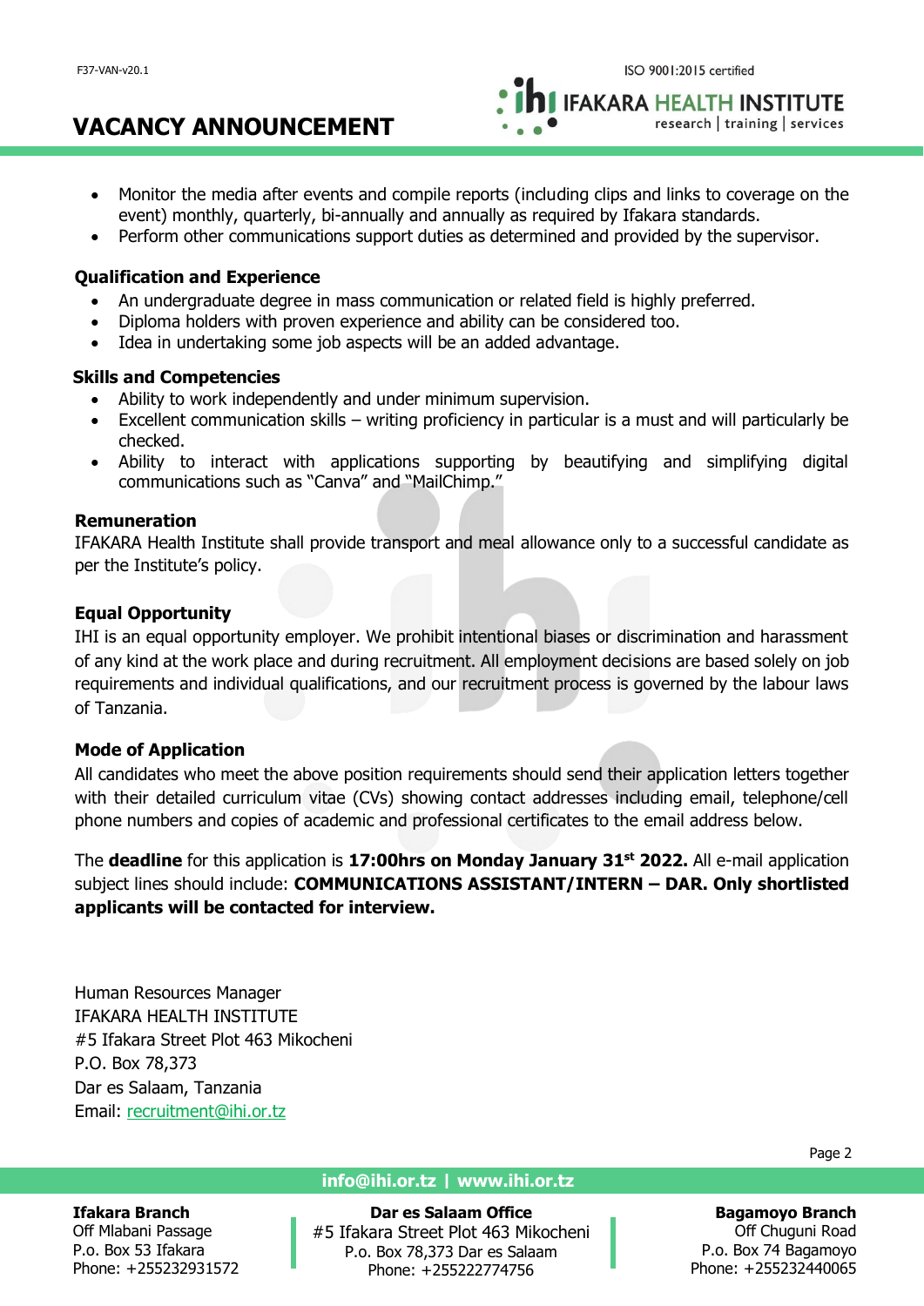- Monitor the media after events and compile reports (including clips and links to coverage on the event) monthly, quarterly, bi-annually and annually as required by Ifakara standards.
- Perform other communications support duties as determined and provided by the supervisor.

**Qualification and Experience**

- An undergraduate degree in mass communication or related field is highly preferred.
- Diploma holders with proven experience and ability can be considered too.
- Idea in undertaking some job aspects will be an added advantage.

**Skills and Competencies**

- Ability to work independently and under minimum supervision.
- Excellent communication skills – writing proficiency in particular is a must and will particularly be checked.
- Ability to interact with applications supporting by beautifying and simplifying digital communications such as "Canva" and "MailChimp."

**Remuneration**

IFAKARA Health Institute shall provide transport and meal allowance only to a successful candidate as per the Institute's policy.

**Equal Opportunity**

IHI is an equal opportunity employer. We prohibit intentional biases or discrimination and harassment of any kind at the work place and during recruitment. All employment decisions are based solely on job requirements and individual qualifications, and our recruitment process is governed by the labour laws of Tanzania.

**Mode of Application**

All candidates who meet the above position requirements should send their application letters together with their detailed curriculum vitae (CVs) showing contact addresses including email, telephone/cell phone numbers and copies of academic and professional certificates to the email address below.

The **deadline** for this application is **17:00hrs on Monday January 31st 2022.** All e-mail application subject lines should include: **COMMUNICATIONS ASSISTANT/INTERN – DAR. Only shortlisted applicants will be contacted for interview.**

Human Resources Manager
IFAKARA HEALTH INSTITUTE
#5 Ifakara Street Plot 463 Mikocheni
P.O. Box 78,373
Dar es Salaam, Tanzania
Email: recruitment@ihi.or.tz

info@ihi.or.tz | www.ihi.or.tz

**Ifakara Branch**
Off Mlabani Passage
P.o. Box 53 Ifakara
Phone: +255232931572

**Dar es Salaam Office**
#5 Ifakara Street Plot 463 Mikocheni
P.o. Box 78,373 Dar es Salaam
Phone: +255222774756

**Bagamoyo Branch**
Off Chuguni Road
P.o. Box 74 Bagamoyo
Phone: +255232440065